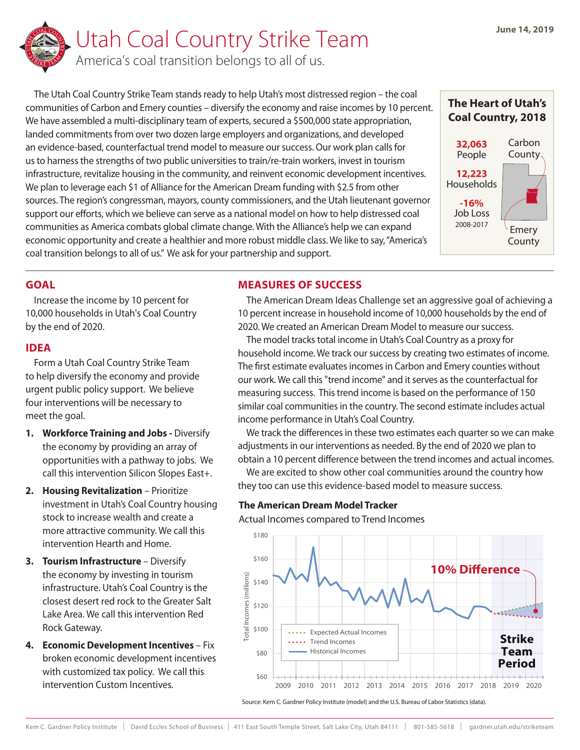June 14, 2019

# Utah Coal Country Strike Team

America's coal transition belongs to all of us.

The Utah Coal Country Strike Team stands ready to help Utah's most distressed region – the coal communities of Carbon and Emery counties – diversify the economy and raise incomes by 10 percent. We have assembled a multi-disciplinary team of experts, secured a $500,000 state appropriation, landed commitments from over two dozen large employers and organizations, and developed an evidence-based, counterfactual trend model to measure our success. Our work plan calls for us to harness the strengths of two public universities to train/re-train workers, invest in tourism infrastructure, revitalize housing in the community, and reinvent economic development incentives. We plan to leverage each $1 of Alliance for the American Dream funding with $2.5 from other sources. The region's congressman, mayors, county commissioners, and the Utah lieutenant governor support our efforts, which we believe can serve as a national model on how to help distressed coal communities as America combats global climate change. With the Alliance's help we can expand economic opportunity and create a healthier and more robust middle class. We like to say, "America's coal transition belongs to all of us." We ask for your partnership and support.

**The Heart of Utah's Coal Country, 2018**

- **32,063** People
- **12,223** Households
- **-16%** Job Loss 2008-2017

Carbon County
Emery County

## GOAL

Increase the income by 10 percent for 10,000 households in Utah's Coal Country by the end of 2020.

## IDEA

Form a Utah Coal Country Strike Team to help diversify the economy and provide urgent public policy support. We believe four interventions will be necessary to meet the goal.

1. **Workforce Training and Jobs -** Diversify the economy by providing an array of opportunities with a pathway to jobs. We call this intervention Silicon Slopes East+.
2. **Housing Revitalization** – Prioritize investment in Utah's Coal Country housing stock to increase wealth and create a more attractive community. We call this intervention Hearth and Home.
3. **Tourism Infrastructure** – Diversify the economy by investing in tourism infrastructure. Utah's Coal Country is the closest desert red rock to the Greater Salt Lake Area. We call this intervention Red Rock Gateway.
4. **Economic Development Incentives** – Fix broken economic development incentives with customized tax policy. We call this intervention Custom Incentives.

## MEASURES OF SUCCESS

The American Dream Ideas Challenge set an aggressive goal of achieving a 10 percent increase in household income of 10,000 households by the end of 2020. We created an American Dream Model to measure our success.

The model tracks total income in Utah's Coal Country as a proxy for household income. We track our success by creating two estimates of income. The first estimate evaluates incomes in Carbon and Emery counties without our work. We call this "trend income" and it serves as the counterfactual for measuring success. This trend income is based on the performance of 150 similar coal communities in the country. The second estimate includes actual income performance in Utah's Coal Country.

We track the differences in these two estimates each quarter so we can make adjustments in our interventions as needed. By the end of 2020 we plan to obtain a 10 percent difference between the trend incomes and actual incomes.

We are excited to show other coal communities around the country how they too can use this evidence-based model to measure success.

**The American Dream Model Tracker**

Actual Incomes compared to Trend Incomes

Source: Kem C. Gardner Policy Institute (model) and the U.S. Bureau of Labor Statistics (data).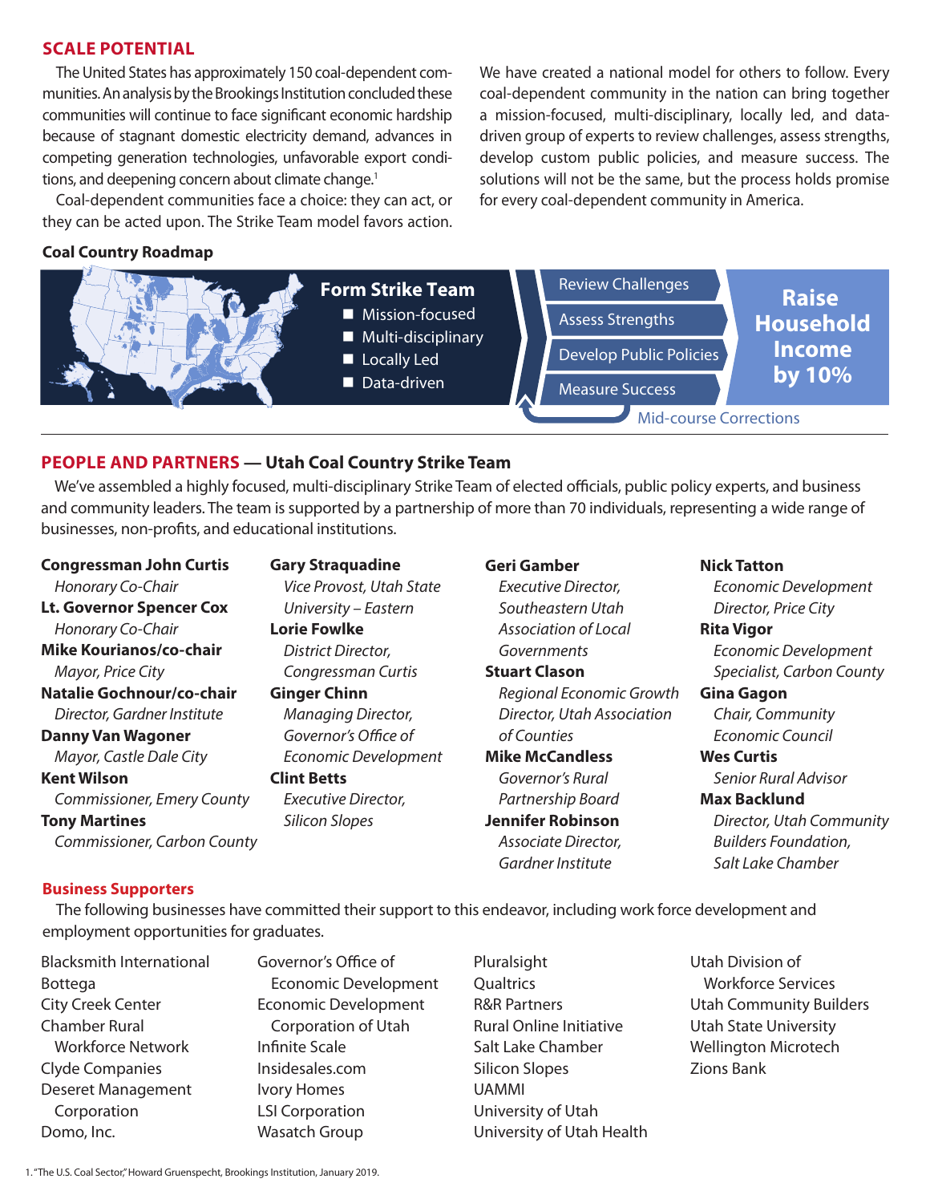## SCALE POTENTIAL

The United States has approximately 150 coal-dependent communities. An analysis by the Brookings Institution concluded these communities will continue to face significant economic hardship because of stagnant domestic electricity demand, advances in competing generation technologies, unfavorable export conditions, and deepening concern about climate change.[1]

Coal-dependent communities face a choice: they can act, or they can be acted upon. The Strike Team model favors action.

We have created a national model for others to follow. Every coal-dependent community in the nation can bring together a mission-focused, multi-disciplinary, locally led, and data-driven group of experts to review challenges, assess strengths, develop custom public policies, and measure success. The solutions will not be the same, but the process holds promise for every coal-dependent community in America.

### Coal Country Roadmap

**Form Strike Team**
- Mission-focused
- Multi-disciplinary
- Locally Led
- Data-driven

Review Challenges
Assess Strengths
Develop Public Policies
Measure Success

**Raise Household Income by 10%**

Mid-course Corrections

## PEOPLE AND PARTNERS — Utah Coal Country Strike Team

We've assembled a highly focused, multi-disciplinary Strike Team of elected officials, public policy experts, and business and community leaders. The team is supported by a partnership of more than 70 individuals, representing a wide range of businesses, non-profits, and educational institutions.

**Congressman John Curtis**
*Honorary Co-Chair*

**Lt. Governor Spencer Cox**
*Honorary Co-Chair*

**Mike Kourianos/co-chair**
*Mayor, Price City*

**Natalie Gochnour/co-chair**
*Director, Gardner Institute*

**Danny Van Wagoner**
*Mayor, Castle Dale City*

**Kent Wilson**
*Commissioner, Emery County*

**Tony Martines**
*Commissioner, Carbon County*

**Gary Straquadine**
*Vice Provost, Utah State University – Eastern*

**Lorie Fowlke**
*District Director, Congressman Curtis*

**Ginger Chinn**
*Managing Director, Governor's Office of Economic Development*

**Clint Betts**
*Executive Director, Silicon Slopes*

**Geri Gamber**
*Executive Director, Southeastern Utah Association of Local Governments*

**Stuart Clason**
*Regional Economic Growth Director, Utah Association of Counties*

**Mike McCandless**
*Governor's Rural Partnership Board*

**Jennifer Robinson**
*Associate Director, Gardner Institute*

**Nick Tatton**
*Economic Development Director, Price City*

**Rita Vigor**
*Economic Development Specialist, Carbon County*

**Gina Gagon**
*Chair, Community Economic Council*

**Wes Curtis**
*Senior Rural Advisor*

**Max Backlund**
*Director, Utah Community Builders Foundation, Salt Lake Chamber*

### Business Supporters

The following businesses have committed their support to this endeavor, including work force development and employment opportunities for graduates.

Blacksmith International
Bottega
City Creek Center
Chamber Rural Workforce Network
Clyde Companies
Deseret Management Corporation
Domo, Inc.
Governor's Office of Economic Development
Economic Development Corporation of Utah
Infinite Scale
Insidesales.com
Ivory Homes
LSI Corporation
Wasatch Group
Pluralsight
Qualtrics
R&R Partners
Rural Online Initiative
Salt Lake Chamber
Silicon Slopes
UAMMI
University of Utah
University of Utah Health
Utah Division of Workforce Services
Utah Community Builders
Utah State University
Wellington Microtech
Zions Bank

1. "The U.S. Coal Sector," Howard Gruenspecht, Brookings Institution, January 2019.